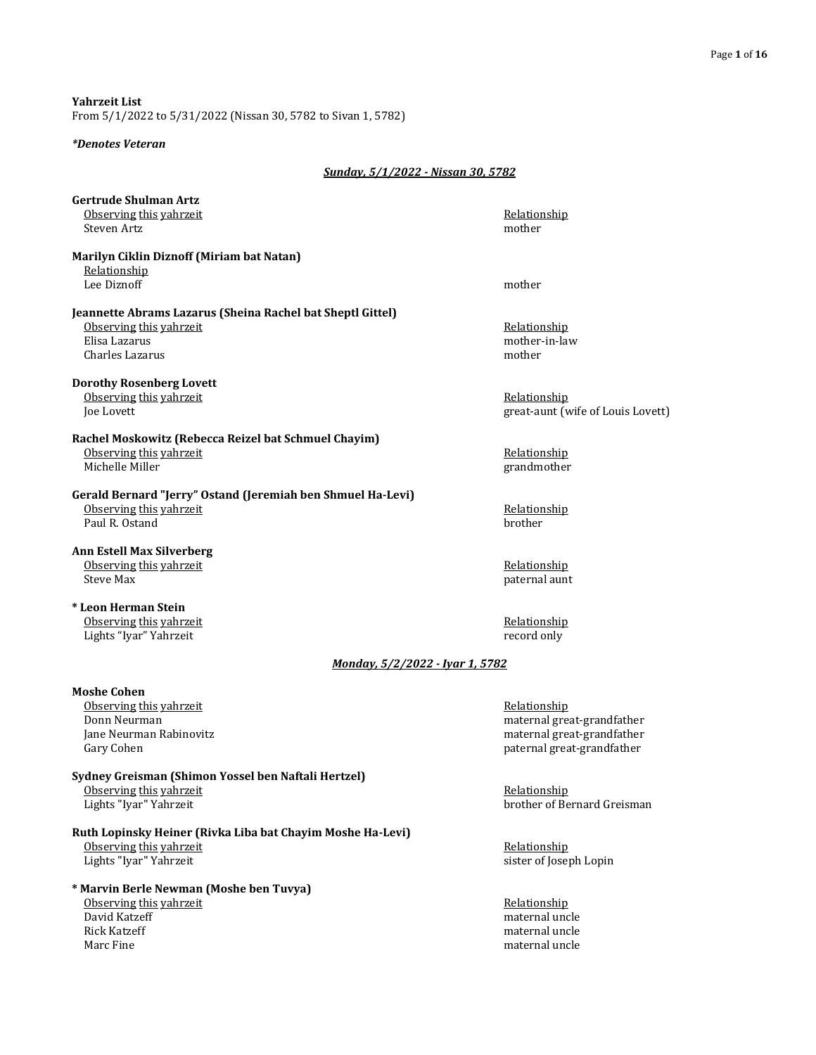**Yahrzeit List**
From 5/1/2022 to 5/31/2022 (Nissan 30, 5782 to Sivan 1, 5782)

***Denotes Veteran***

### ***Sunday, 5/1/2022 - Nissan 30, 5782***

**Gertrude Shulman Artz**

| Observing this yahrzeit | Relationship |
|---|---|
| Steven Artz | mother |

**Marilyn Ciklin Diznoff (Miriam bat Natan)**

| Relationship | |
|---|---|
| Lee Diznoff | mother |

**Jeannette Abrams Lazarus (Sheina Rachel bat Sheptl Gittel)**

| Observing this yahrzeit | Relationship |
|---|---|
| Elisa Lazarus | mother-in-law |
| Charles Lazarus | mother |

**Dorothy Rosenberg Lovett**

| Observing this yahrzeit | Relationship |
|---|---|
| Joe Lovett | great-aunt (wife of Louis Lovett) |

**Rachel Moskowitz (Rebecca Reizel bat Schmuel Chayim)**

| Observing this yahrzeit | Relationship |
|---|---|
| Michelle Miller | grandmother |

**Gerald Bernard "Jerry" Ostand (Jeremiah ben Shmuel Ha-Levi)**

| Observing this yahrzeit | Relationship |
|---|---|
| Paul R. Ostand | brother |

**Ann Estell Max Silverberg**

| Observing this yahrzeit | Relationship |
|---|---|
| Steve Max | paternal aunt |

**\* Leon Herman Stein**

| Observing this yahrzeit | Relationship |
|---|---|
| Lights "Iyar" Yahrzeit | record only |

### ***Monday, 5/2/2022 - Iyar 1, 5782***

**Moshe Cohen**

| Observing this yahrzeit | Relationship |
|---|---|
| Donn Neurman | maternal great-grandfather |
| Jane Neurman Rabinovitz | maternal great-grandfather |
| Gary Cohen | paternal great-grandfather |

**Sydney Greisman (Shimon Yossel ben Naftali Hertzel)**

| Observing this yahrzeit | Relationship |
|---|---|
| Lights "Iyar" Yahrzeit | brother of Bernard Greisman |

**Ruth Lopinsky Heiner (Rivka Liba bat Chayim Moshe Ha-Levi)**

| Observing this yahrzeit | Relationship |
|---|---|
| Lights "Iyar" Yahrzeit | sister of Joseph Lopin |

**\* Marvin Berle Newman (Moshe ben Tuvya)**

| Observing this yahrzeit | Relationship |
|---|---|
| David Katzeff | maternal uncle |
| Rick Katzeff | maternal uncle |
| Marc Fine | maternal uncle |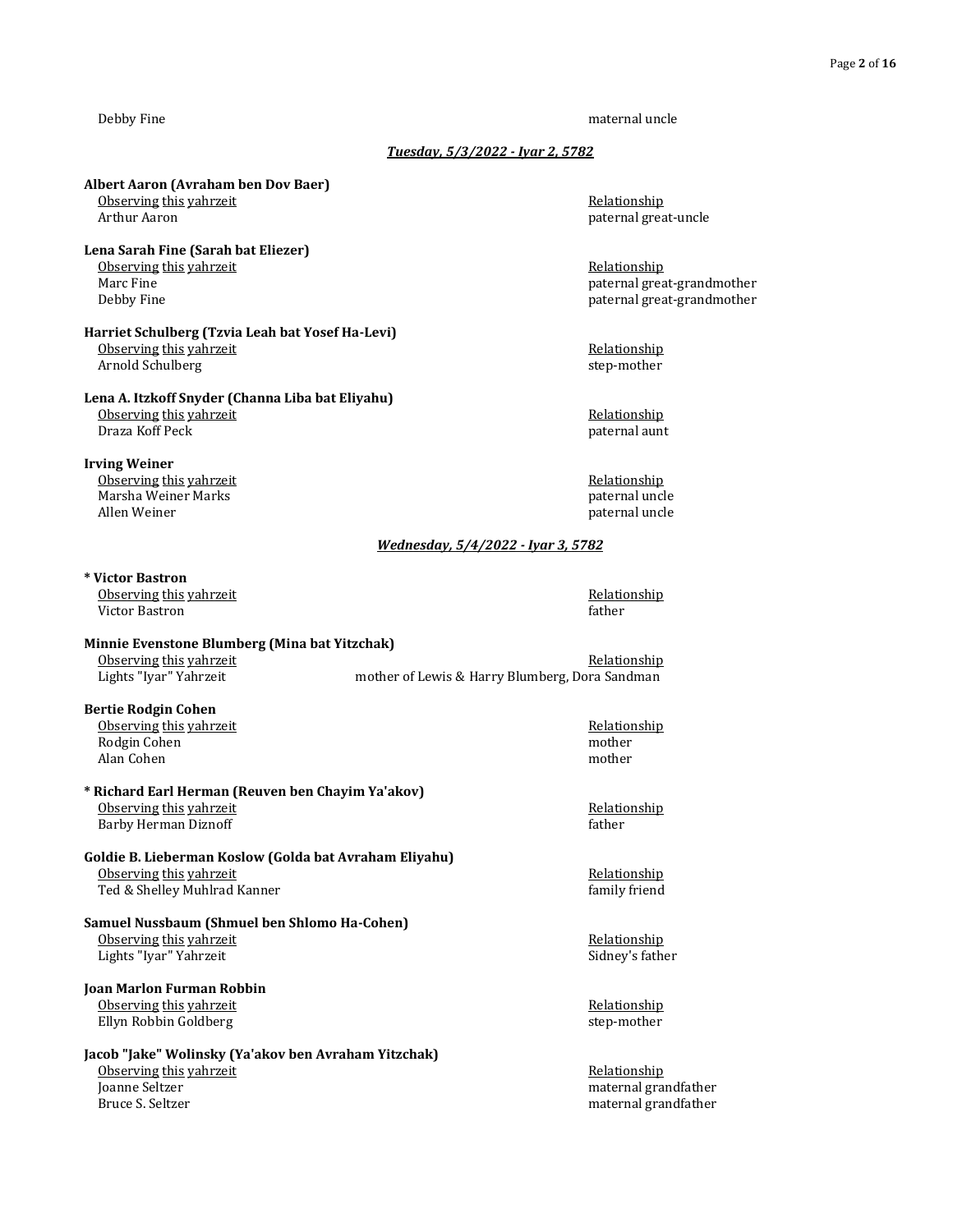Debby Fine — maternal uncle

### *Tuesday, 5/3/2022 - Iyar 2, 5782*

**Albert Aaron (Avraham ben Dov Baer)**

| Observing this yahrzeit | Relationship |
|---|---|
| Arthur Aaron | paternal great-uncle |

**Lena Sarah Fine (Sarah bat Eliezer)**

| Observing this yahrzeit | Relationship |
|---|---|
| Marc Fine | paternal great-grandmother |
| Debby Fine | paternal great-grandmother |

**Harriet Schulberg (Tzvia Leah bat Yosef Ha-Levi)**

| Observing this yahrzeit | Relationship |
|---|---|
| Arnold Schulberg | step-mother |

**Lena A. Itzkoff Snyder (Channa Liba bat Eliyahu)**

| Observing this yahrzeit | Relationship |
|---|---|
| Draza Koff Peck | paternal aunt |

**Irving Weiner**

| Observing this yahrzeit | Relationship |
|---|---|
| Marsha Weiner Marks | paternal uncle |
| Allen Weiner | paternal uncle |

### *Wednesday, 5/4/2022 - Iyar 3, 5782*

**\* Victor Bastron**

| Observing this yahrzeit | Relationship |
|---|---|
| Victor Bastron | father |

**Minnie Evenstone Blumberg (Mina bat Yitzchak)**

| Observing this yahrzeit | Relationship |
|---|---|
| Lights "Iyar" Yahrzeit | mother of Lewis & Harry Blumberg, Dora Sandman |

**Bertie Rodgin Cohen**

| Observing this yahrzeit | Relationship |
|---|---|
| Rodgin Cohen | mother |
| Alan Cohen | mother |

**\* Richard Earl Herman (Reuven ben Chayim Ya'akov)**

| Observing this yahrzeit | Relationship |
|---|---|
| Barby Herman Diznoff | father |

**Goldie B. Lieberman Koslow (Golda bat Avraham Eliyahu)**

| Observing this yahrzeit | Relationship |
|---|---|
| Ted & Shelley Muhlrad Kanner | family friend |

**Samuel Nussbaum (Shmuel ben Shlomo Ha-Cohen)**

| Observing this yahrzeit | Relationship |
|---|---|
| Lights "Iyar" Yahrzeit | Sidney's father |

**Joan Marlon Furman Robbin**

| Observing this yahrzeit | Relationship |
|---|---|
| Ellyn Robbin Goldberg | step-mother |

**Jacob "Jake" Wolinsky (Ya'akov ben Avraham Yitzchak)**

| Observing this yahrzeit | Relationship |
|---|---|
| Joanne Seltzer | maternal grandfather |
| Bruce S. Seltzer | maternal grandfather |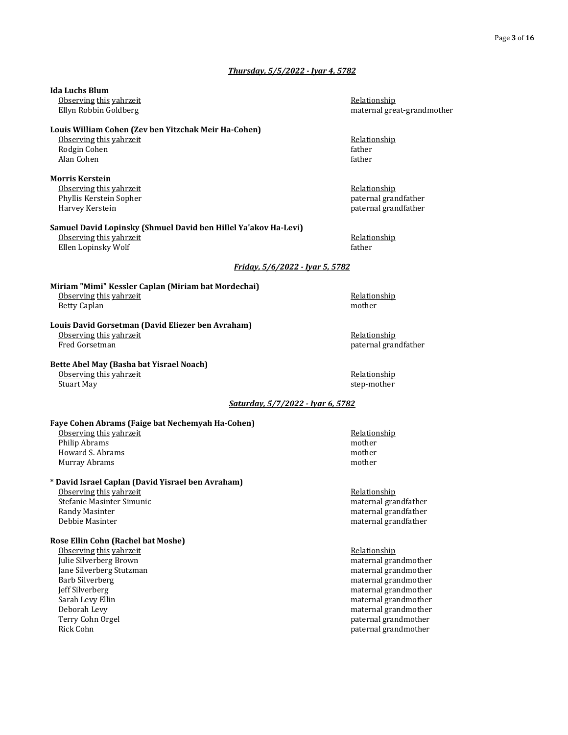### ***Thursday, 5/5/2022 - Iyar 4, 5782***

**Ida Luchs Blum**

| Observing this yahrzeit | Relationship |
|---|---|
| Ellyn Robbin Goldberg | maternal great-grandmother |

**Louis William Cohen (Zev ben Yitzchak Meir Ha-Cohen)**

| Observing this yahrzeit | Relationship |
|---|---|
| Rodgin Cohen | father |
| Alan Cohen | father |

**Morris Kerstein**

| Observing this yahrzeit | Relationship |
|---|---|
| Phyllis Kerstein Sopher | paternal grandfather |
| Harvey Kerstein | paternal grandfather |

**Samuel David Lopinsky (Shmuel David ben Hillel Ya'akov Ha-Levi)**

| Observing this yahrzeit | Relationship |
|---|---|
| Ellen Lopinsky Wolf | father |

### ***Friday, 5/6/2022 - Iyar 5, 5782***

**Miriam "Mimi" Kessler Caplan (Miriam bat Mordechai)**

| Observing this yahrzeit | Relationship |
|---|---|
| Betty Caplan | mother |

**Louis David Gorsetman (David Eliezer ben Avraham)**

| Observing this yahrzeit | Relationship |
|---|---|
| Fred Gorsetman | paternal grandfather |

**Bette Abel May (Basha bat Yisrael Noach)**

| Observing this yahrzeit | Relationship |
|---|---|
| Stuart May | step-mother |

### ***Saturday, 5/7/2022 - Iyar 6, 5782***

**Faye Cohen Abrams (Faige bat Nechemyah Ha-Cohen)**

| Observing this yahrzeit | Relationship |
|---|---|
| Philip Abrams | mother |
| Howard S. Abrams | mother |
| Murray Abrams | mother |

**\* David Israel Caplan (David Yisrael ben Avraham)**

| Observing this yahrzeit | Relationship |
|---|---|
| Stefanie Masinter Simunic | maternal grandfather |
| Randy Masinter | maternal grandfather |
| Debbie Masinter | maternal grandfather |

**Rose Ellin Cohn (Rachel bat Moshe)**

| Observing this yahrzeit | Relationship |
|---|---|
| Julie Silverberg Brown | maternal grandmother |
| Jane Silverberg Stutzman | maternal grandmother |
| Barb Silverberg | maternal grandmother |
| Jeff Silverberg | maternal grandmother |
| Sarah Levy Ellin | maternal grandmother |
| Deborah Levy | maternal grandmother |
| Terry Cohn Orgel | paternal grandmother |
| Rick Cohn | paternal grandmother |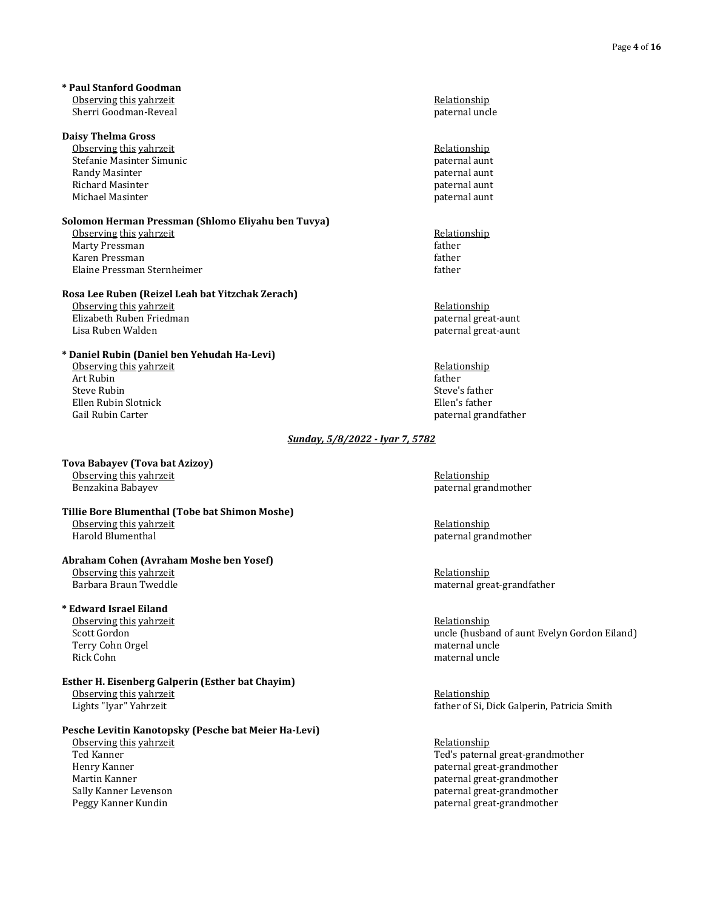**\* Paul Stanford Goodman**

| Observing this yahrzeit | Relationship |
|---|---|
| Sherri Goodman-Reveal | paternal uncle |

**Daisy Thelma Gross**

| Observing this yahrzeit | Relationship |
|---|---|
| Stefanie Masinter Simunic | paternal aunt |
| Randy Masinter | paternal aunt |
| Richard Masinter | paternal aunt |
| Michael Masinter | paternal aunt |

**Solomon Herman Pressman (Shlomo Eliyahu ben Tuvya)**

| Observing this yahrzeit | Relationship |
|---|---|
| Marty Pressman | father |
| Karen Pressman | father |
| Elaine Pressman Sternheimer | father |

**Rosa Lee Ruben (Reizel Leah bat Yitzchak Zerach)**

| Observing this yahrzeit | Relationship |
|---|---|
| Elizabeth Ruben Friedman | paternal great-aunt |
| Lisa Ruben Walden | paternal great-aunt |

**\* Daniel Rubin (Daniel ben Yehudah Ha-Levi)**

| Observing this yahrzeit | Relationship |
|---|---|
| Art Rubin | father |
| Steve Rubin | Steve's father |
| Ellen Rubin Slotnick | Ellen's father |
| Gail Rubin Carter | paternal grandfather |

***Sunday, 5/8/2022 - Iyar 7, 5782***

**Tova Babayev (Tova bat Azizoy)**

| Observing this yahrzeit | Relationship |
|---|---|
| Benzakina Babayev | paternal grandmother |

**Tillie Bore Blumenthal (Tobe bat Shimon Moshe)**

| Observing this yahrzeit | Relationship |
|---|---|
| Harold Blumenthal | paternal grandmother |

**Abraham Cohen (Avraham Moshe ben Yosef)**

| Observing this yahrzeit | Relationship |
|---|---|
| Barbara Braun Tweddle | maternal great-grandfather |

**\* Edward Israel Eiland**

| Observing this yahrzeit | Relationship |
|---|---|
| Scott Gordon | uncle (husband of aunt Evelyn Gordon Eiland) |
| Terry Cohn Orgel | maternal uncle |
| Rick Cohn | maternal uncle |

**Esther H. Eisenberg Galperin (Esther bat Chayim)**

| Observing this yahrzeit | Relationship |
|---|---|
| Lights "Iyar" Yahrzeit | father of Si, Dick Galperin, Patricia Smith |

**Pesche Levitin Kanotopsky (Pesche bat Meier Ha-Levi)**

| Observing this yahrzeit | Relationship |
|---|---|
| Ted Kanner | Ted's paternal great-grandmother |
| Henry Kanner | paternal great-grandmother |
| Martin Kanner | paternal great-grandmother |
| Sally Kanner Levenson | paternal great-grandmother |
| Peggy Kanner Kundin | paternal great-grandmother |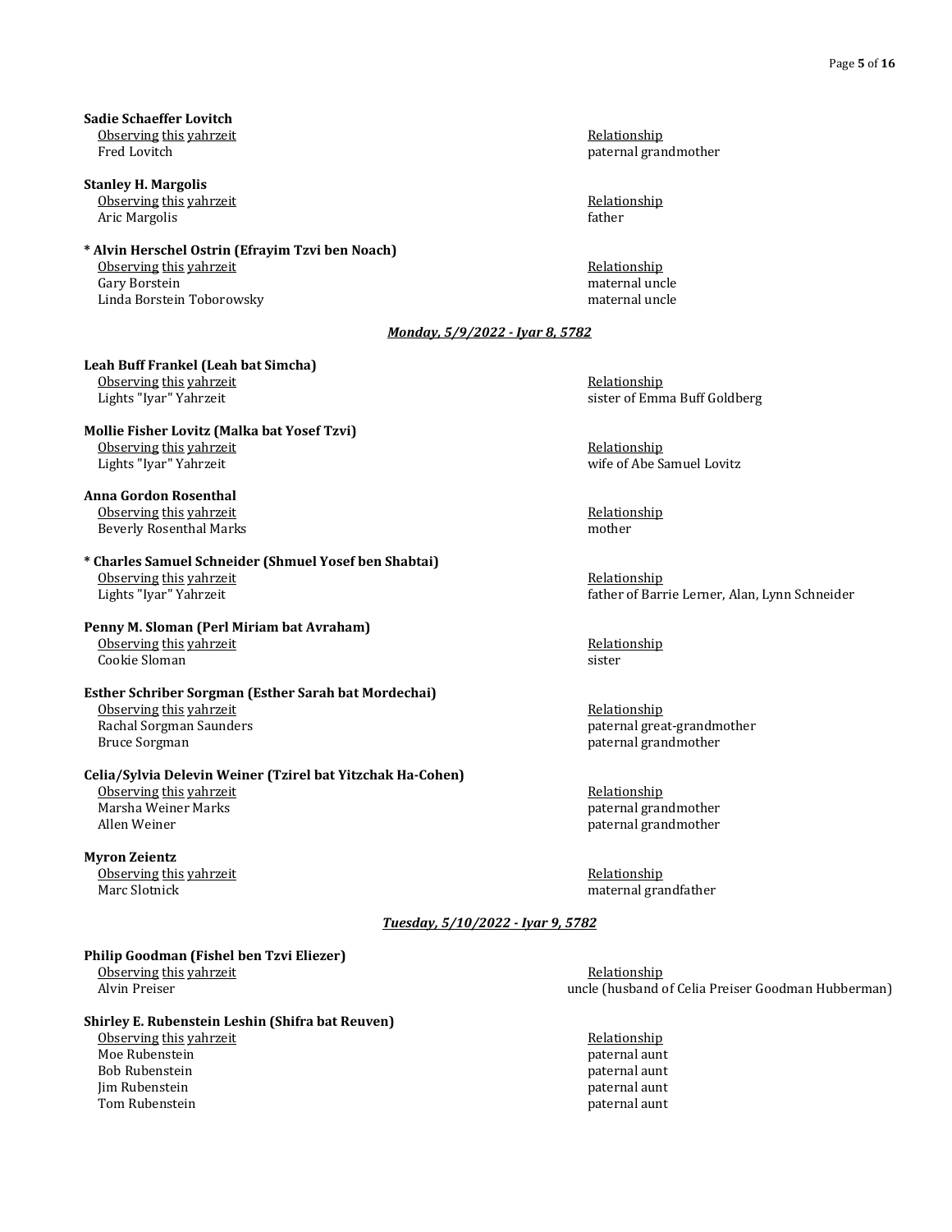**Sadie Schaeffer Lovitch**

| Observing this yahrzeit | Relationship |
| --- | --- |
| Fred Lovitch | paternal grandmother |

**Stanley H. Margolis**

| Observing this yahrzeit | Relationship |
| --- | --- |
| Aric Margolis | father |

**\* Alvin Herschel Ostrin (Efrayim Tzvi ben Noach)**

| Observing this yahrzeit | Relationship |
| --- | --- |
| Gary Borstein | maternal uncle |
| Linda Borstein Toborowsky | maternal uncle |

## *Monday, 5/9/2022 - Iyar 8, 5782*

**Leah Buff Frankel (Leah bat Simcha)**

| Observing this yahrzeit | Relationship |
| --- | --- |
| Lights "Iyar" Yahrzeit | sister of Emma Buff Goldberg |

**Mollie Fisher Lovitz (Malka bat Yosef Tzvi)**

| Observing this yahrzeit | Relationship |
| --- | --- |
| Lights "Iyar" Yahrzeit | wife of Abe Samuel Lovitz |

**Anna Gordon Rosenthal**

| Observing this yahrzeit | Relationship |
| --- | --- |
| Beverly Rosenthal Marks | mother |

**\* Charles Samuel Schneider (Shmuel Yosef ben Shabtai)**

| Observing this yahrzeit | Relationship |
| --- | --- |
| Lights "Iyar" Yahrzeit | father of Barrie Lerner, Alan, Lynn Schneider |

**Penny M. Sloman (Perl Miriam bat Avraham)**

| Observing this yahrzeit | Relationship |
| --- | --- |
| Cookie Sloman | sister |

**Esther Schriber Sorgman (Esther Sarah bat Mordechai)**

| Observing this yahrzeit | Relationship |
| --- | --- |
| Rachal Sorgman Saunders | paternal great-grandmother |
| Bruce Sorgman | paternal grandmother |

**Celia/Sylvia Delevin Weiner (Tzirel bat Yitzchak Ha-Cohen)**

| Observing this yahrzeit | Relationship |
| --- | --- |
| Marsha Weiner Marks | paternal grandmother |
| Allen Weiner | paternal grandmother |

**Myron Zeientz**

| Observing this yahrzeit | Relationship |
| --- | --- |
| Marc Slotnick | maternal grandfather |

## *Tuesday, 5/10/2022 - Iyar 9, 5782*

**Philip Goodman (Fishel ben Tzvi Eliezer)**

| Observing this yahrzeit | Relationship |
| --- | --- |
| Alvin Preiser | uncle (husband of Celia Preiser Goodman Hubberman) |

**Shirley E. Rubenstein Leshin (Shifra bat Reuven)**

| Observing this yahrzeit | Relationship |
| --- | --- |
| Moe Rubenstein | paternal aunt |
| Bob Rubenstein | paternal aunt |
| Jim Rubenstein | paternal aunt |
| Tom Rubenstein | paternal aunt |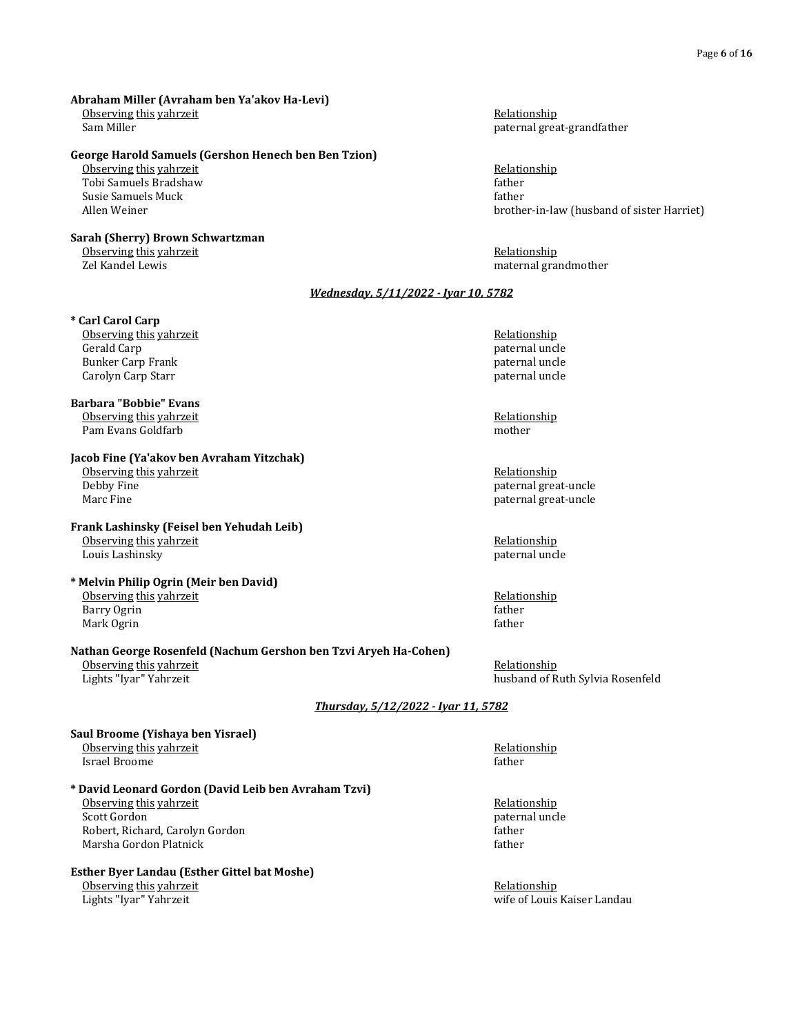**Abraham Miller (Avraham ben Ya'akov Ha-Levi)**

| Observing this yahrzeit | Relationship |
|---|---|
| Sam Miller | paternal great-grandfather |

**George Harold Samuels (Gershon Henech ben Ben Tzion)**

| Observing this yahrzeit | Relationship |
|---|---|
| Tobi Samuels Bradshaw | father |
| Susie Samuels Muck | father |
| Allen Weiner | brother-in-law (husband of sister Harriet) |

**Sarah (Sherry) Brown Schwartzman**

| Observing this yahrzeit | Relationship |
|---|---|
| Zel Kandel Lewis | maternal grandmother |

***Wednesday, 5/11/2022 - Iyar 10, 5782***

**\* Carl Carol Carp**

| Observing this yahrzeit | Relationship |
|---|---|
| Gerald Carp | paternal uncle |
| Bunker Carp Frank | paternal uncle |
| Carolyn Carp Starr | paternal uncle |

**Barbara "Bobbie" Evans**

| Observing this yahrzeit | Relationship |
|---|---|
| Pam Evans Goldfarb | mother |

**Jacob Fine (Ya'akov ben Avraham Yitzchak)**

| Observing this yahrzeit | Relationship |
|---|---|
| Debby Fine | paternal great-uncle |
| Marc Fine | paternal great-uncle |

**Frank Lashinsky (Feisel ben Yehudah Leib)**

| Observing this yahrzeit | Relationship |
|---|---|
| Louis Lashinsky | paternal uncle |

**\* Melvin Philip Ogrin (Meir ben David)**

| Observing this yahrzeit | Relationship |
|---|---|
| Barry Ogrin | father |
| Mark Ogrin | father |

**Nathan George Rosenfeld (Nachum Gershon ben Tzvi Aryeh Ha-Cohen)**

| Observing this yahrzeit | Relationship |
|---|---|
| Lights "Iyar" Yahrzeit | husband of Ruth Sylvia Rosenfeld |

***Thursday, 5/12/2022 - Iyar 11, 5782***

**Saul Broome (Yishaya ben Yisrael)**

| Observing this yahrzeit | Relationship |
|---|---|
| Israel Broome | father |

**\* David Leonard Gordon (David Leib ben Avraham Tzvi)**

| Observing this yahrzeit | Relationship |
|---|---|
| Scott Gordon | paternal uncle |
| Robert, Richard, Carolyn Gordon | father |
| Marsha Gordon Platnick | father |

**Esther Byer Landau (Esther Gittel bat Moshe)**

| Observing this yahrzeit | Relationship |
|---|---|
| Lights "Iyar" Yahrzeit | wife of Louis Kaiser Landau |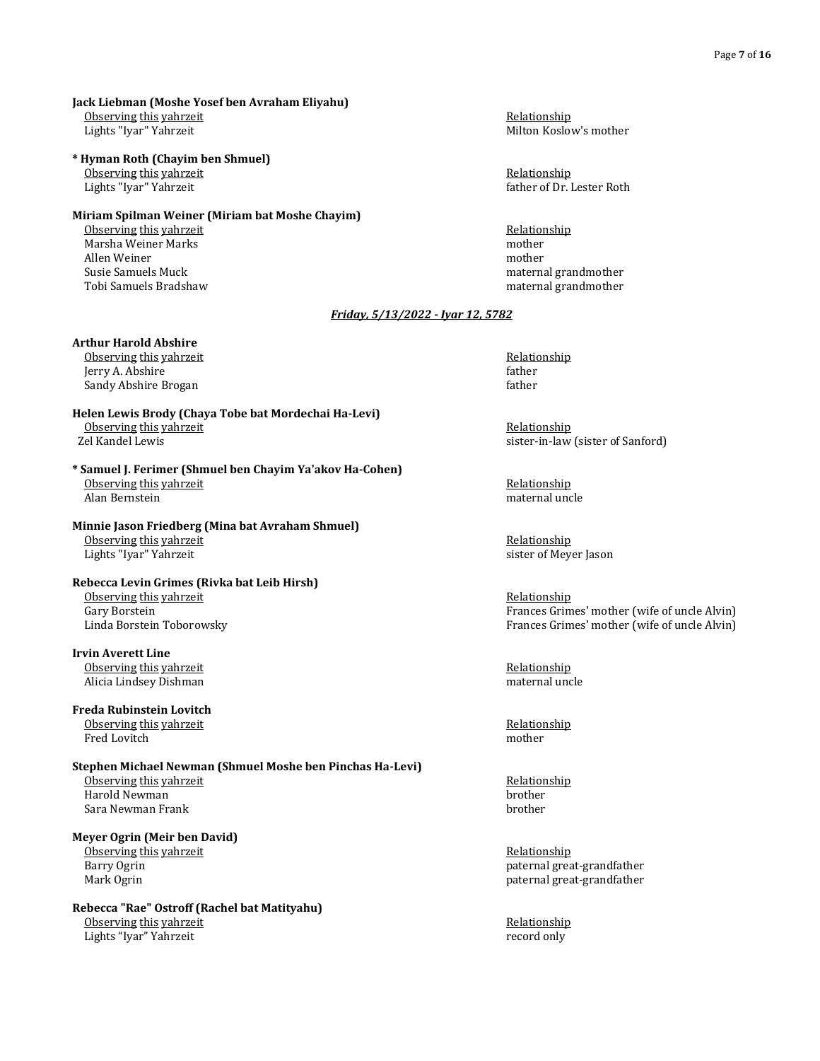**Jack Liebman (Moshe Yosef ben Avraham Eliyahu)**

| Observing this yahrzeit | Relationship |
| --- | --- |
| Lights "Iyar" Yahrzeit | Milton Koslow's mother |

**\* Hyman Roth (Chayim ben Shmuel)**

| Observing this yahrzeit | Relationship |
| --- | --- |
| Lights "Iyar" Yahrzeit | father of Dr. Lester Roth |

**Miriam Spilman Weiner (Miriam bat Moshe Chayim)**

| Observing this yahrzeit | Relationship |
| --- | --- |
| Marsha Weiner Marks | mother |
| Allen Weiner | mother |
| Susie Samuels Muck | maternal grandmother |
| Tobi Samuels Bradshaw | maternal grandmother |

### ***Friday, 5/13/2022 - Iyar 12, 5782***

**Arthur Harold Abshire**

| Observing this yahrzeit | Relationship |
| --- | --- |
| Jerry A. Abshire | father |
| Sandy Abshire Brogan | father |

**Helen Lewis Brody (Chaya Tobe bat Mordechai Ha-Levi)**

| Observing this yahrzeit | Relationship |
| --- | --- |
| Zel Kandel Lewis | sister-in-law (sister of Sanford) |

**\* Samuel J. Ferimer (Shmuel ben Chayim Ya'akov Ha-Cohen)**

| Observing this yahrzeit | Relationship |
| --- | --- |
| Alan Bernstein | maternal uncle |

**Minnie Jason Friedberg (Mina bat Avraham Shmuel)**

| Observing this yahrzeit | Relationship |
| --- | --- |
| Lights "Iyar" Yahrzeit | sister of Meyer Jason |

**Rebecca Levin Grimes (Rivka bat Leib Hirsh)**

| Observing this yahrzeit | Relationship |
| --- | --- |
| Gary Borstein | Frances Grimes' mother (wife of uncle Alvin) |
| Linda Borstein Toborowsky | Frances Grimes' mother (wife of uncle Alvin) |

**Irvin Averett Line**

| Observing this yahrzeit | Relationship |
| --- | --- |
| Alicia Lindsey Dishman | maternal uncle |

**Freda Rubinstein Lovitch**

| Observing this yahrzeit | Relationship |
| --- | --- |
| Fred Lovitch | mother |

**Stephen Michael Newman (Shmuel Moshe ben Pinchas Ha-Levi)**

| Observing this yahrzeit | Relationship |
| --- | --- |
| Harold Newman | brother |
| Sara Newman Frank | brother |

**Meyer Ogrin (Meir ben David)**

| Observing this yahrzeit | Relationship |
| --- | --- |
| Barry Ogrin | paternal great-grandfather |
| Mark Ogrin | paternal great-grandfather |

**Rebecca "Rae" Ostroff (Rachel bat Matityahu)**

| Observing this yahrzeit | Relationship |
| --- | --- |
| Lights "Iyar" Yahrzeit | record only |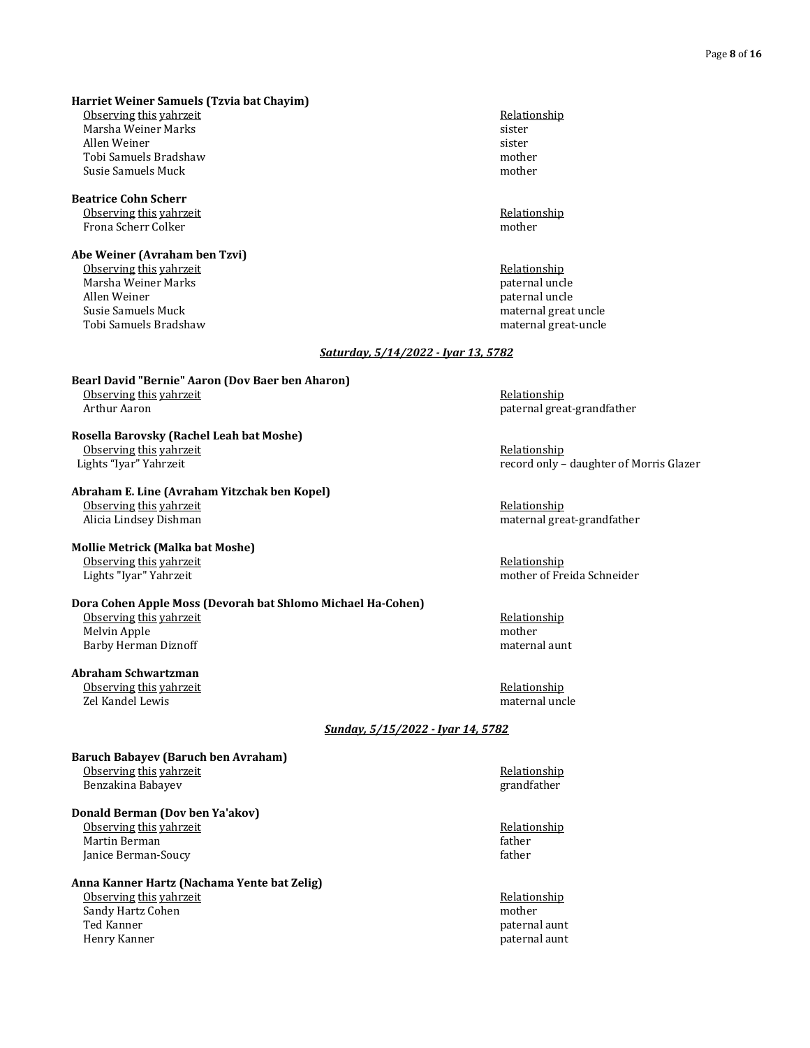**Harriet Weiner Samuels (Tzvia bat Chayim)**

| Observing this yahrzeit | Relationship |
|---|---|
| Marsha Weiner Marks | sister |
| Allen Weiner | sister |
| Tobi Samuels Bradshaw | mother |
| Susie Samuels Muck | mother |

**Beatrice Cohn Scherr**

| Observing this yahrzeit | Relationship |
|---|---|
| Frona Scherr Colker | mother |

**Abe Weiner (Avraham ben Tzvi)**

| Observing this yahrzeit | Relationship |
|---|---|
| Marsha Weiner Marks | paternal uncle |
| Allen Weiner | paternal uncle |
| Susie Samuels Muck | maternal great uncle |
| Tobi Samuels Bradshaw | maternal great-uncle |

***Saturday, 5/14/2022 - Iyar 13, 5782***

**Bearl David "Bernie" Aaron (Dov Baer ben Aharon)**

| Observing this yahrzeit | Relationship |
|---|---|
| Arthur Aaron | paternal great-grandfather |

**Rosella Barovsky (Rachel Leah bat Moshe)**

| Observing this yahrzeit | Relationship |
|---|---|
| Lights "Iyar" Yahrzeit | record only – daughter of Morris Glazer |

**Abraham E. Line (Avraham Yitzchak ben Kopel)**

| Observing this yahrzeit | Relationship |
|---|---|
| Alicia Lindsey Dishman | maternal great-grandfather |

**Mollie Metrick (Malka bat Moshe)**

| Observing this yahrzeit | Relationship |
|---|---|
| Lights "Iyar" Yahrzeit | mother of Freida Schneider |

**Dora Cohen Apple Moss (Devorah bat Shlomo Michael Ha-Cohen)**

| Observing this yahrzeit | Relationship |
|---|---|
| Melvin Apple | mother |
| Barby Herman Diznoff | maternal aunt |

**Abraham Schwartzman**

| Observing this yahrzeit | Relationship |
|---|---|
| Zel Kandel Lewis | maternal uncle |

***Sunday, 5/15/2022 - Iyar 14, 5782***

**Baruch Babayev (Baruch ben Avraham)**

| Observing this yahrzeit | Relationship |
|---|---|
| Benzakina Babayev | grandfather |

**Donald Berman (Dov ben Ya'akov)**

| Observing this yahrzeit | Relationship |
|---|---|
| Martin Berman | father |
| Janice Berman-Soucy | father |

**Anna Kanner Hartz (Nachama Yente bat Zelig)**

| Observing this yahrzeit | Relationship |
|---|---|
| Sandy Hartz Cohen | mother |
| Ted Kanner | paternal aunt |
| Henry Kanner | paternal aunt |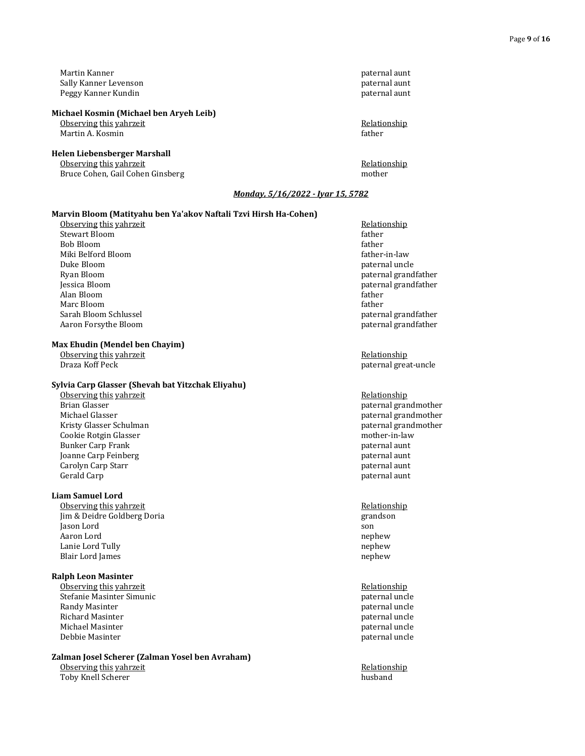| | |
|---|---|
| Martin Kanner | paternal aunt |
| Sally Kanner Levenson | paternal aunt |
| Peggy Kanner Kundin | paternal aunt |

**Michael Kosmin (Michael ben Aryeh Leib)**

| Observing this yahrzeit | Relationship |
|---|---|
| Martin A. Kosmin | father |

**Helen Liebensberger Marshall**

| Observing this yahrzeit | Relationship |
|---|---|
| Bruce Cohen, Gail Cohen Ginsberg | mother |

***Monday, 5/16/2022 - Iyar 15, 5782***

**Marvin Bloom (Matityahu ben Ya'akov Naftali Tzvi Hirsh Ha-Cohen)**

| Observing this yahrzeit | Relationship |
|---|---|
| Stewart Bloom | father |
| Bob Bloom | father |
| Miki Belford Bloom | father-in-law |
| Duke Bloom | paternal uncle |
| Ryan Bloom | paternal grandfather |
| Jessica Bloom | paternal grandfather |
| Alan Bloom | father |
| Marc Bloom | father |
| Sarah Bloom Schlussel | paternal grandfather |
| Aaron Forsythe Bloom | paternal grandfather |

**Max Ehudin (Mendel ben Chayim)**

| Observing this yahrzeit | Relationship |
|---|---|
| Draza Koff Peck | paternal great-uncle |

**Sylvia Carp Glasser (Shevah bat Yitzchak Eliyahu)**

| Observing this yahrzeit | Relationship |
|---|---|
| Brian Glasser | paternal grandmother |
| Michael Glasser | paternal grandmother |
| Kristy Glasser Schulman | paternal grandmother |
| Cookie Rotgin Glasser | mother-in-law |
| Bunker Carp Frank | paternal aunt |
| Joanne Carp Feinberg | paternal aunt |
| Carolyn Carp Starr | paternal aunt |
| Gerald Carp | paternal aunt |

**Liam Samuel Lord**

| Observing this yahrzeit | Relationship |
|---|---|
| Jim & Deidre Goldberg Doria | grandson |
| Jason Lord | son |
| Aaron Lord | nephew |
| Lanie Lord Tully | nephew |
| Blair Lord James | nephew |

**Ralph Leon Masinter**

| Observing this yahrzeit | Relationship |
|---|---|
| Stefanie Masinter Simunic | paternal uncle |
| Randy Masinter | paternal uncle |
| Richard Masinter | paternal uncle |
| Michael Masinter | paternal uncle |
| Debbie Masinter | paternal uncle |

**Zalman Josel Scherer (Zalman Yosel ben Avraham)**

| Observing this yahrzeit | Relationship |
|---|---|
| Toby Knell Scherer | husband |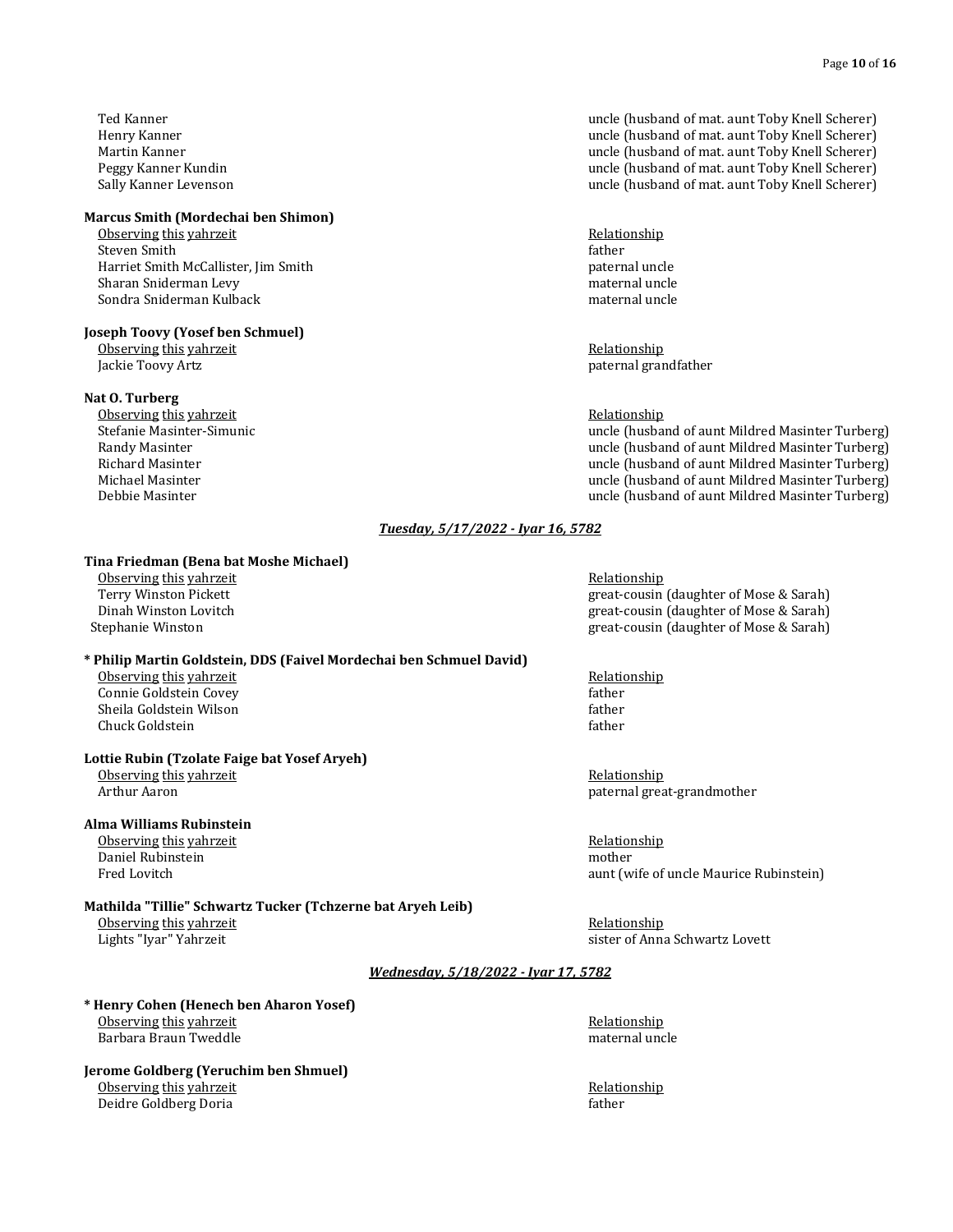| | |
|---|---|
| Ted Kanner | uncle (husband of mat. aunt Toby Knell Scherer) |
| Henry Kanner | uncle (husband of mat. aunt Toby Knell Scherer) |
| Martin Kanner | uncle (husband of mat. aunt Toby Knell Scherer) |
| Peggy Kanner Kundin | uncle (husband of mat. aunt Toby Knell Scherer) |
| Sally Kanner Levenson | uncle (husband of mat. aunt Toby Knell Scherer) |

**Marcus Smith (Mordechai ben Shimon)**

| Observing this yahrzeit | Relationship |
|---|---|
| Steven Smith | father |
| Harriet Smith McCallister, Jim Smith | paternal uncle |
| Sharan Sniderman Levy | maternal uncle |
| Sondra Sniderman Kulback | maternal uncle |

**Joseph Toovy (Yosef ben Schmuel)**

| Observing this yahrzeit | Relationship |
|---|---|
| Jackie Toovy Artz | paternal grandfather |

**Nat O. Turberg**

| Observing this yahrzeit | Relationship |
|---|---|
| Stefanie Masinter-Simunic | uncle (husband of aunt Mildred Masinter Turberg) |
| Randy Masinter | uncle (husband of aunt Mildred Masinter Turberg) |
| Richard Masinter | uncle (husband of aunt Mildred Masinter Turberg) |
| Michael Masinter | uncle (husband of aunt Mildred Masinter Turberg) |
| Debbie Masinter | uncle (husband of aunt Mildred Masinter Turberg) |

***Tuesday, 5/17/2022 - Iyar 16, 5782***

**Tina Friedman (Bena bat Moshe Michael)**

| Observing this yahrzeit | Relationship |
|---|---|
| Terry Winston Pickett | great-cousin (daughter of Mose & Sarah) |
| Dinah Winston Lovitch | great-cousin (daughter of Mose & Sarah) |
| Stephanie Winston | great-cousin (daughter of Mose & Sarah) |

**\* Philip Martin Goldstein, DDS (Faivel Mordechai ben Schmuel David)**

| Observing this yahrzeit | Relationship |
|---|---|
| Connie Goldstein Covey | father |
| Sheila Goldstein Wilson | father |
| Chuck Goldstein | father |

**Lottie Rubin (Tzolate Faige bat Yosef Aryeh)**

| Observing this yahrzeit | Relationship |
|---|---|
| Arthur Aaron | paternal great-grandmother |

**Alma Williams Rubinstein**

| Observing this yahrzeit | Relationship |
|---|---|
| Daniel Rubinstein | mother |
| Fred Lovitch | aunt (wife of uncle Maurice Rubinstein) |

**Mathilda "Tillie" Schwartz Tucker (Tchzerne bat Aryeh Leib)**

| Observing this yahrzeit | Relationship |
|---|---|
| Lights "Iyar" Yahrzeit | sister of Anna Schwartz Lovett |

***Wednesday, 5/18/2022 - Iyar 17, 5782***

**\* Henry Cohen (Henech ben Aharon Yosef)**

| Observing this yahrzeit | Relationship |
|---|---|
| Barbara Braun Tweddle | maternal uncle |

**Jerome Goldberg (Yeruchim ben Shmuel)**

| Observing this yahrzeit | Relationship |
|---|---|
| Deidre Goldberg Doria | father |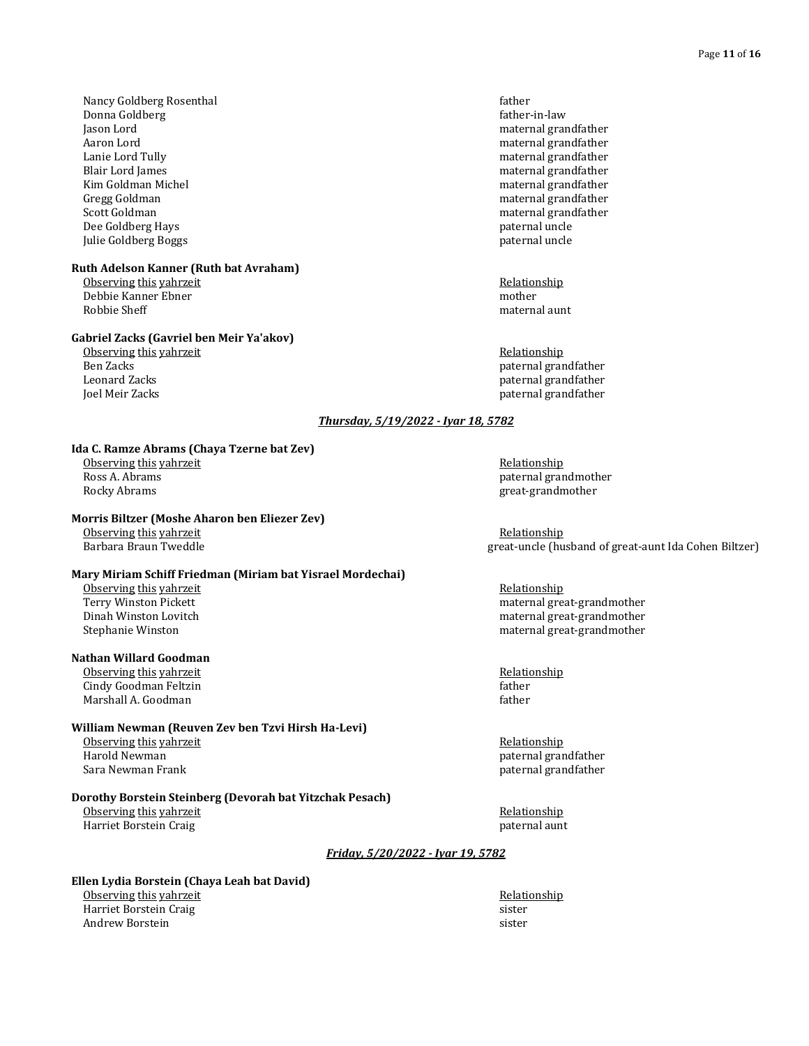| Observing this yahrzeit | Relationship |
|---|---|
| Nancy Goldberg Rosenthal | father |
| Donna Goldberg | father-in-law |
| Jason Lord | maternal grandfather |
| Aaron Lord | maternal grandfather |
| Lanie Lord Tully | maternal grandfather |
| Blair Lord James | maternal grandfather |
| Kim Goldman Michel | maternal grandfather |
| Gregg Goldman | maternal grandfather |
| Scott Goldman | maternal grandfather |
| Dee Goldberg Hays | paternal uncle |
| Julie Goldberg Boggs | paternal uncle |

**Ruth Adelson Kanner (Ruth bat Avraham)**

| Observing this yahrzeit | Relationship |
|---|---|
| Debbie Kanner Ebner | mother |
| Robbie Sheff | maternal aunt |

**Gabriel Zacks (Gavriel ben Meir Ya'akov)**

| Observing this yahrzeit | Relationship |
|---|---|
| Ben Zacks | paternal grandfather |
| Leonard Zacks | paternal grandfather |
| Joel Meir Zacks | paternal grandfather |

## *Thursday, 5/19/2022 - Iyar 18, 5782*

**Ida C. Ramze Abrams (Chaya Tzerne bat Zev)**

| Observing this yahrzeit | Relationship |
|---|---|
| Ross A. Abrams | paternal grandmother |
| Rocky Abrams | great-grandmother |

**Morris Biltzer (Moshe Aharon ben Eliezer Zev)**

| Observing this yahrzeit | Relationship |
|---|---|
| Barbara Braun Tweddle | great-uncle (husband of great-aunt Ida Cohen Biltzer) |

**Mary Miriam Schiff Friedman (Miriam bat Yisrael Mordechai)**

| Observing this yahrzeit | Relationship |
|---|---|
| Terry Winston Pickett | maternal great-grandmother |
| Dinah Winston Lovitch | maternal great-grandmother |
| Stephanie Winston | maternal great-grandmother |

**Nathan Willard Goodman**

| Observing this yahrzeit | Relationship |
|---|---|
| Cindy Goodman Feltzin | father |
| Marshall A. Goodman | father |

**William Newman (Reuven Zev ben Tzvi Hirsh Ha-Levi)**

| Observing this yahrzeit | Relationship |
|---|---|
| Harold Newman | paternal grandfather |
| Sara Newman Frank | paternal grandfather |

**Dorothy Borstein Steinberg (Devorah bat Yitzchak Pesach)**

| Observing this yahrzeit | Relationship |
|---|---|
| Harriet Borstein Craig | paternal aunt |

## *Friday, 5/20/2022 - Iyar 19, 5782*

**Ellen Lydia Borstein (Chaya Leah bat David)**

| Observing this yahrzeit | Relationship |
|---|---|
| Harriet Borstein Craig | sister |
| Andrew Borstein | sister |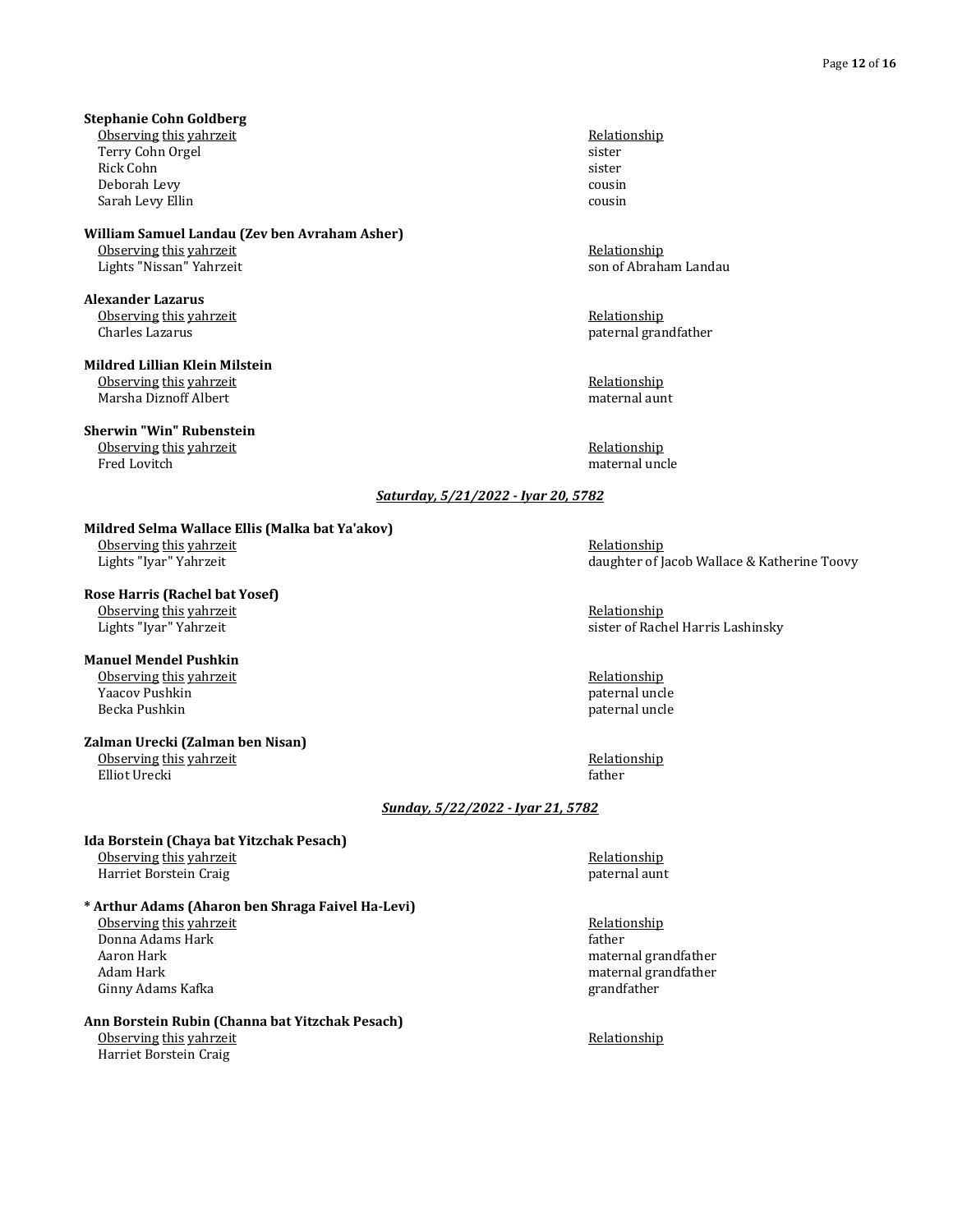**Stephanie Cohn Goldberg**

| Observing this yahrzeit | Relationship |
|---|---|
| Terry Cohn Orgel | sister |
| Rick Cohn | sister |
| Deborah Levy | cousin |
| Sarah Levy Ellin | cousin |

**William Samuel Landau (Zev ben Avraham Asher)**

| Observing this yahrzeit | Relationship |
|---|---|
| Lights "Nissan" Yahrzeit | son of Abraham Landau |

**Alexander Lazarus**

| Observing this yahrzeit | Relationship |
|---|---|
| Charles Lazarus | paternal grandfather |

**Mildred Lillian Klein Milstein**

| Observing this yahrzeit | Relationship |
|---|---|
| Marsha Diznoff Albert | maternal aunt |

**Sherwin "Win" Rubenstein**

| Observing this yahrzeit | Relationship |
|---|---|
| Fred Lovitch | maternal uncle |

## *Saturday, 5/21/2022 - Iyar 20, 5782*

**Mildred Selma Wallace Ellis (Malka bat Ya'akov)**

| Observing this yahrzeit | Relationship |
|---|---|
| Lights "Iyar" Yahrzeit | daughter of Jacob Wallace & Katherine Toovy |

**Rose Harris (Rachel bat Yosef)**

| Observing this yahrzeit | Relationship |
|---|---|
| Lights "Iyar" Yahrzeit | sister of Rachel Harris Lashinsky |

**Manuel Mendel Pushkin**

| Observing this yahrzeit | Relationship |
|---|---|
| Yaacov Pushkin | paternal uncle |
| Becka Pushkin | paternal uncle |

**Zalman Urecki (Zalman ben Nisan)**

| Observing this yahrzeit | Relationship |
|---|---|
| Elliot Urecki | father |

## *Sunday, 5/22/2022 - Iyar 21, 5782*

**Ida Borstein (Chaya bat Yitzchak Pesach)**

| Observing this yahrzeit | Relationship |
|---|---|
| Harriet Borstein Craig | paternal aunt |

**\* Arthur Adams (Aharon ben Shraga Faivel Ha-Levi)**

| Observing this yahrzeit | Relationship |
|---|---|
| Donna Adams Hark | father |
| Aaron Hark | maternal grandfather |
| Adam Hark | maternal grandfather |
| Ginny Adams Kafka | grandfather |

**Ann Borstein Rubin (Channa bat Yitzchak Pesach)**

| Observing this yahrzeit | Relationship |
|---|---|
| Harriet Borstein Craig | |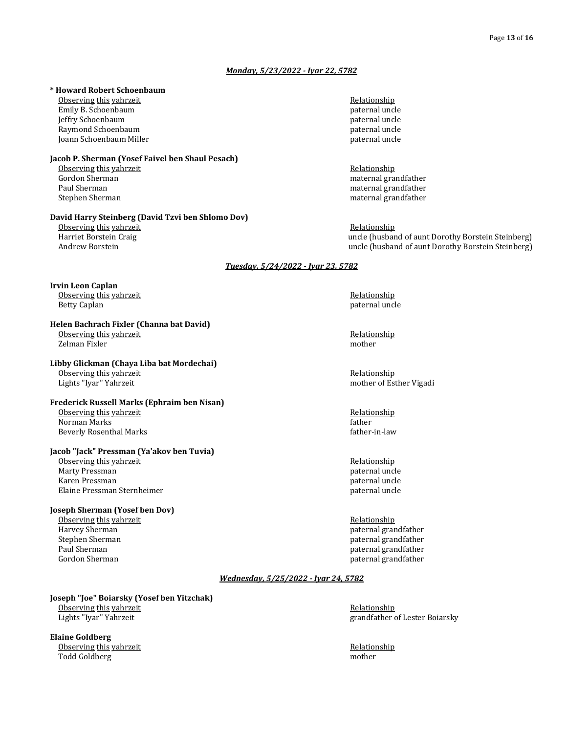### *Monday, 5/23/2022 - Iyar 22, 5782*

**\* Howard Robert Schoenbaum**

| Observing this yahrzeit | Relationship |
| --- | --- |
| Emily B. Schoenbaum | paternal uncle |
| Jeffry Schoenbaum | paternal uncle |
| Raymond Schoenbaum | paternal uncle |
| Joann Schoenbaum Miller | paternal uncle |

**Jacob P. Sherman (Yosef Faivel ben Shaul Pesach)**

| Observing this yahrzeit | Relationship |
| --- | --- |
| Gordon Sherman | maternal grandfather |
| Paul Sherman | maternal grandfather |
| Stephen Sherman | maternal grandfather |

**David Harry Steinberg (David Tzvi ben Shlomo Dov)**

| Observing this yahrzeit | Relationship |
| --- | --- |
| Harriet Borstein Craig | uncle (husband of aunt Dorothy Borstein Steinberg) |
| Andrew Borstein | uncle (husband of aunt Dorothy Borstein Steinberg) |

### *Tuesday, 5/24/2022 - Iyar 23, 5782*

**Irvin Leon Caplan**

| Observing this yahrzeit | Relationship |
| --- | --- |
| Betty Caplan | paternal uncle |

**Helen Bachrach Fixler (Channa bat David)**

| Observing this yahrzeit | Relationship |
| --- | --- |
| Zelman Fixler | mother |

**Libby Glickman (Chaya Liba bat Mordechai)**

| Observing this yahrzeit | Relationship |
| --- | --- |
| Lights "Iyar" Yahrzeit | mother of Esther Vigadi |

**Frederick Russell Marks (Ephraim ben Nisan)**

| Observing this yahrzeit | Relationship |
| --- | --- |
| Norman Marks | father |
| Beverly Rosenthal Marks | father-in-law |

**Jacob "Jack" Pressman (Ya'akov ben Tuvia)**

| Observing this yahrzeit | Relationship |
| --- | --- |
| Marty Pressman | paternal uncle |
| Karen Pressman | paternal uncle |
| Elaine Pressman Sternheimer | paternal uncle |

**Joseph Sherman (Yosef ben Dov)**

| Observing this yahrzeit | Relationship |
| --- | --- |
| Harvey Sherman | paternal grandfather |
| Stephen Sherman | paternal grandfather |
| Paul Sherman | paternal grandfather |
| Gordon Sherman | paternal grandfather |

### *Wednesday, 5/25/2022 - Iyar 24, 5782*

**Joseph "Joe" Boiarsky (Yosef ben Yitzchak)**

| Observing this yahrzeit | Relationship |
| --- | --- |
| Lights "Iyar" Yahrzeit | grandfather of Lester Boiarsky |

**Elaine Goldberg**

| Observing this yahrzeit | Relationship |
| --- | --- |
| Todd Goldberg | mother |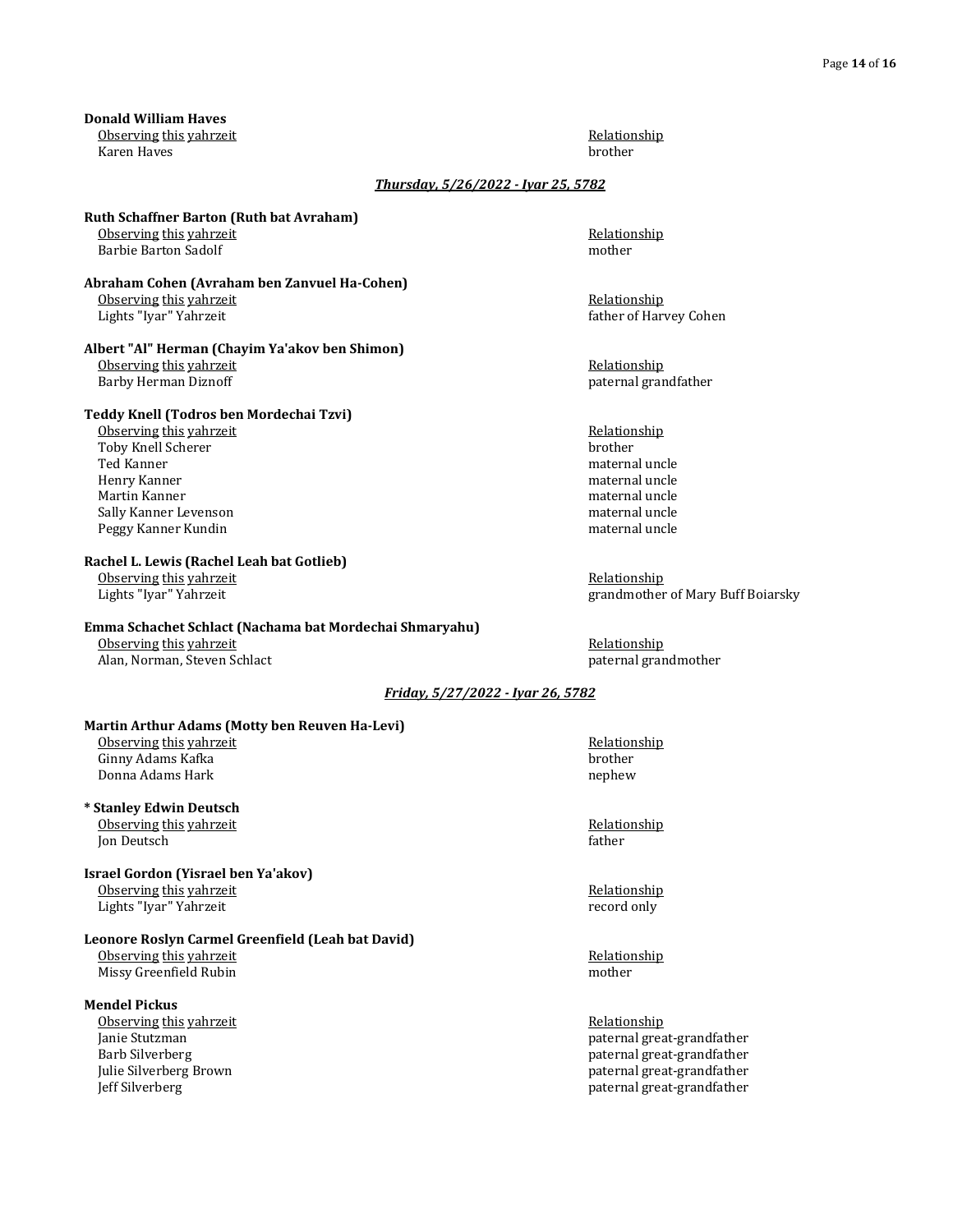**Donald William Haves**

| Observing this yahrzeit | Relationship |
| --- | --- |
| Karen Haves | brother |

***Thursday, 5/26/2022 - Iyar 25, 5782***

**Ruth Schaffner Barton (Ruth bat Avraham)**

| Observing this yahrzeit | Relationship |
| --- | --- |
| Barbie Barton Sadolf | mother |

**Abraham Cohen (Avraham ben Zanvuel Ha-Cohen)**

| Observing this yahrzeit | Relationship |
| --- | --- |
| Lights "Iyar" Yahrzeit | father of Harvey Cohen |

**Albert "Al" Herman (Chayim Ya'akov ben Shimon)**

| Observing this yahrzeit | Relationship |
| --- | --- |
| Barby Herman Diznoff | paternal grandfather |

**Teddy Knell (Todros ben Mordechai Tzvi)**

| Observing this yahrzeit | Relationship |
| --- | --- |
| Toby Knell Scherer | brother |
| Ted Kanner | maternal uncle |
| Henry Kanner | maternal uncle |
| Martin Kanner | maternal uncle |
| Sally Kanner Levenson | maternal uncle |
| Peggy Kanner Kundin | maternal uncle |

**Rachel L. Lewis (Rachel Leah bat Gotlieb)**

| Observing this yahrzeit | Relationship |
| --- | --- |
| Lights "Iyar" Yahrzeit | grandmother of Mary Buff Boiarsky |

**Emma Schachet Schlact (Nachama bat Mordechai Shmaryahu)**

| Observing this yahrzeit | Relationship |
| --- | --- |
| Alan, Norman, Steven Schlact | paternal grandmother |

***Friday, 5/27/2022 - Iyar 26, 5782***

**Martin Arthur Adams (Motty ben Reuven Ha-Levi)**

| Observing this yahrzeit | Relationship |
| --- | --- |
| Ginny Adams Kafka | brother |
| Donna Adams Hark | nephew |

**\* Stanley Edwin Deutsch**

| Observing this yahrzeit | Relationship |
| --- | --- |
| Jon Deutsch | father |

**Israel Gordon (Yisrael ben Ya'akov)**

| Observing this yahrzeit | Relationship |
| --- | --- |
| Lights "Iyar" Yahrzeit | record only |

**Leonore Roslyn Carmel Greenfield (Leah bat David)**

| Observing this yahrzeit | Relationship |
| --- | --- |
| Missy Greenfield Rubin | mother |

**Mendel Pickus**

| Observing this yahrzeit | Relationship |
| --- | --- |
| Janie Stutzman | paternal great-grandfather |
| Barb Silverberg | paternal great-grandfather |
| Julie Silverberg Brown | paternal great-grandfather |
| Jeff Silverberg | paternal great-grandfather |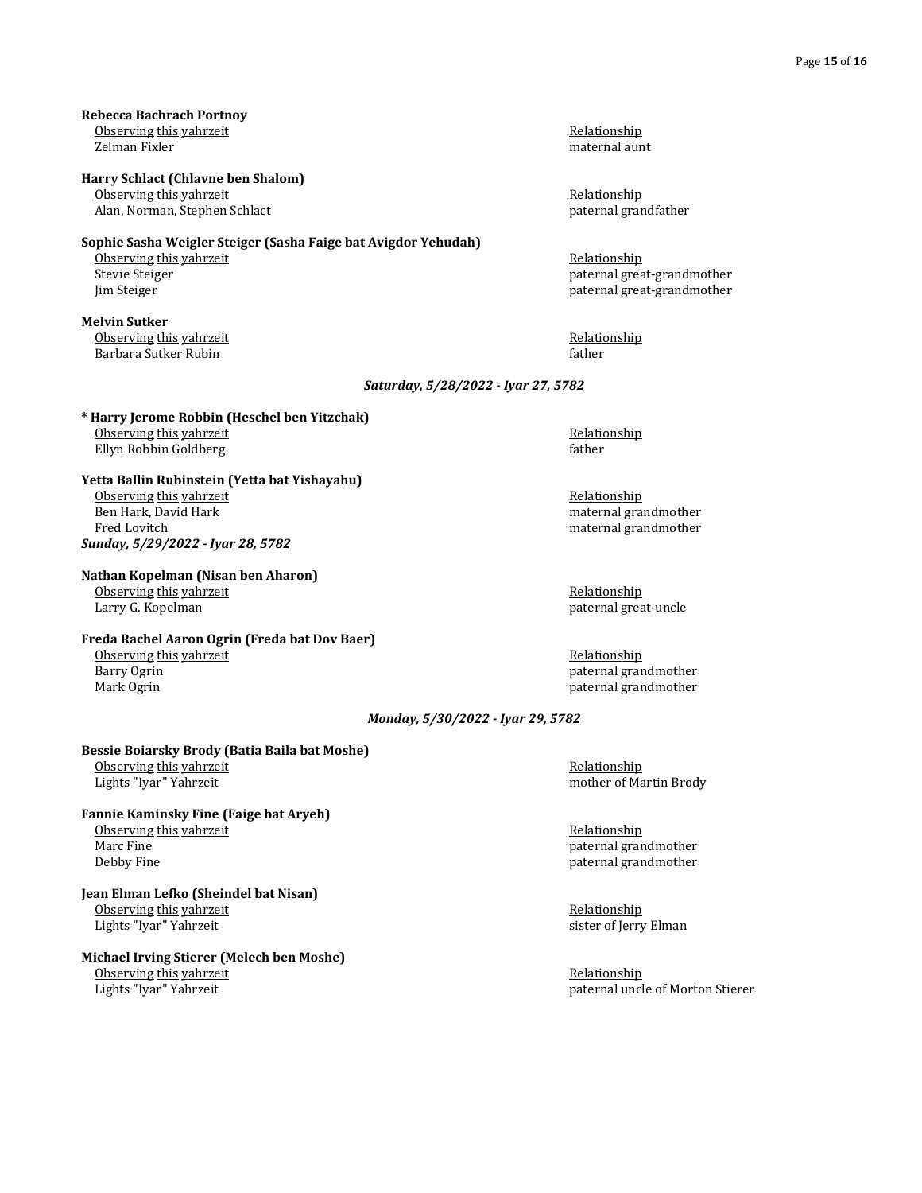**Rebecca Bachrach Portnoy**

| Observing this yahrzeit | Relationship |
| --- | --- |
| Zelman Fixler | maternal aunt |

**Harry Schlact (Chlavne ben Shalom)**

| Observing this yahrzeit | Relationship |
| --- | --- |
| Alan, Norman, Stephen Schlact | paternal grandfather |

**Sophie Sasha Weigler Steiger (Sasha Faige bat Avigdor Yehudah)**

| Observing this yahrzeit | Relationship |
| --- | --- |
| Stevie Steiger | paternal great-grandmother |
| Jim Steiger | paternal great-grandmother |

**Melvin Sutker**

| Observing this yahrzeit | Relationship |
| --- | --- |
| Barbara Sutker Rubin | father |

***Saturday, 5/28/2022 - Iyar 27, 5782***

**\* Harry Jerome Robbin (Heschel ben Yitzchak)**

| Observing this yahrzeit | Relationship |
| --- | --- |
| Ellyn Robbin Goldberg | father |

**Yetta Ballin Rubinstein (Yetta bat Yishayahu)**

| Observing this yahrzeit | Relationship |
| --- | --- |
| Ben Hark, David Hark | maternal grandmother |
| Fred Lovitch | maternal grandmother |

***Sunday, 5/29/2022 - Iyar 28, 5782***

**Nathan Kopelman (Nisan ben Aharon)**

| Observing this yahrzeit | Relationship |
| --- | --- |
| Larry G. Kopelman | paternal great-uncle |

**Freda Rachel Aaron Ogrin (Freda bat Dov Baer)**

| Observing this yahrzeit | Relationship |
| --- | --- |
| Barry Ogrin | paternal grandmother |
| Mark Ogrin | paternal grandmother |

***Monday, 5/30/2022 - Iyar 29, 5782***

**Bessie Boiarsky Brody (Batia Baila bat Moshe)**

| Observing this yahrzeit | Relationship |
| --- | --- |
| Lights "Iyar" Yahrzeit | mother of Martin Brody |

**Fannie Kaminsky Fine (Faige bat Aryeh)**

| Observing this yahrzeit | Relationship |
| --- | --- |
| Marc Fine | paternal grandmother |
| Debby Fine | paternal grandmother |

**Jean Elman Lefko (Sheindel bat Nisan)**

| Observing this yahrzeit | Relationship |
| --- | --- |
| Lights "Iyar" Yahrzeit | sister of Jerry Elman |

**Michael Irving Stierer (Melech ben Moshe)**

| Observing this yahrzeit | Relationship |
| --- | --- |
| Lights "Iyar" Yahrzeit | paternal uncle of Morton Stierer |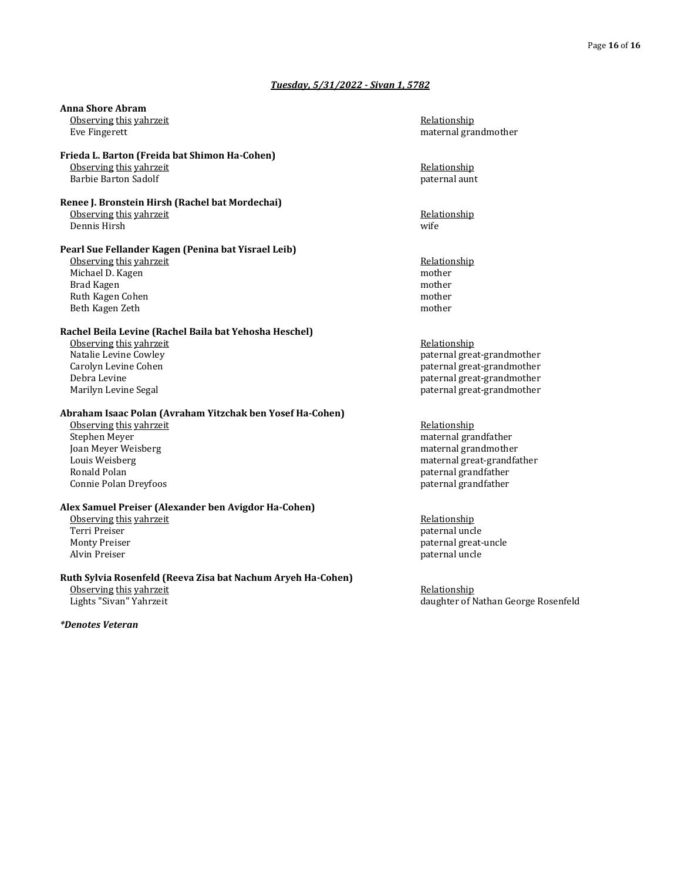***Tuesday, 5/31/2022 - Sivan 1, 5782***

**Anna Shore Abram**

| Observing this yahrzeit | Relationship |
|---|---|
| Eve Fingerett | maternal grandmother |

**Frieda L. Barton (Freida bat Shimon Ha-Cohen)**

| Observing this yahrzeit | Relationship |
|---|---|
| Barbie Barton Sadolf | paternal aunt |

**Renee J. Bronstein Hirsh (Rachel bat Mordechai)**

| Observing this yahrzeit | Relationship |
|---|---|
| Dennis Hirsh | wife |

**Pearl Sue Fellander Kagen (Penina bat Yisrael Leib)**

| Observing this yahrzeit | Relationship |
|---|---|
| Michael D. Kagen | mother |
| Brad Kagen | mother |
| Ruth Kagen Cohen | mother |
| Beth Kagen Zeth | mother |

**Rachel Beila Levine (Rachel Baila bat Yehosha Heschel)**

| Observing this yahrzeit | Relationship |
|---|---|
| Natalie Levine Cowley | paternal great-grandmother |
| Carolyn Levine Cohen | paternal great-grandmother |
| Debra Levine | paternal great-grandmother |
| Marilyn Levine Segal | paternal great-grandmother |

**Abraham Isaac Polan (Avraham Yitzchak ben Yosef Ha-Cohen)**

| Observing this yahrzeit | Relationship |
|---|---|
| Stephen Meyer | maternal grandfather |
| Joan Meyer Weisberg | maternal grandmother |
| Louis Weisberg | maternal great-grandfather |
| Ronald Polan | paternal grandfather |
| Connie Polan Dreyfoos | paternal grandfather |

**Alex Samuel Preiser (Alexander ben Avigdor Ha-Cohen)**

| Observing this yahrzeit | Relationship |
|---|---|
| Terri Preiser | paternal uncle |
| Monty Preiser | paternal great-uncle |
| Alvin Preiser | paternal uncle |

**Ruth Sylvia Rosenfeld (Reeva Zisa bat Nachum Aryeh Ha-Cohen)**

| Observing this yahrzeit | Relationship |
|---|---|
| Lights "Sivan" Yahrzeit | daughter of Nathan George Rosenfeld |

***Denotes Veteran***